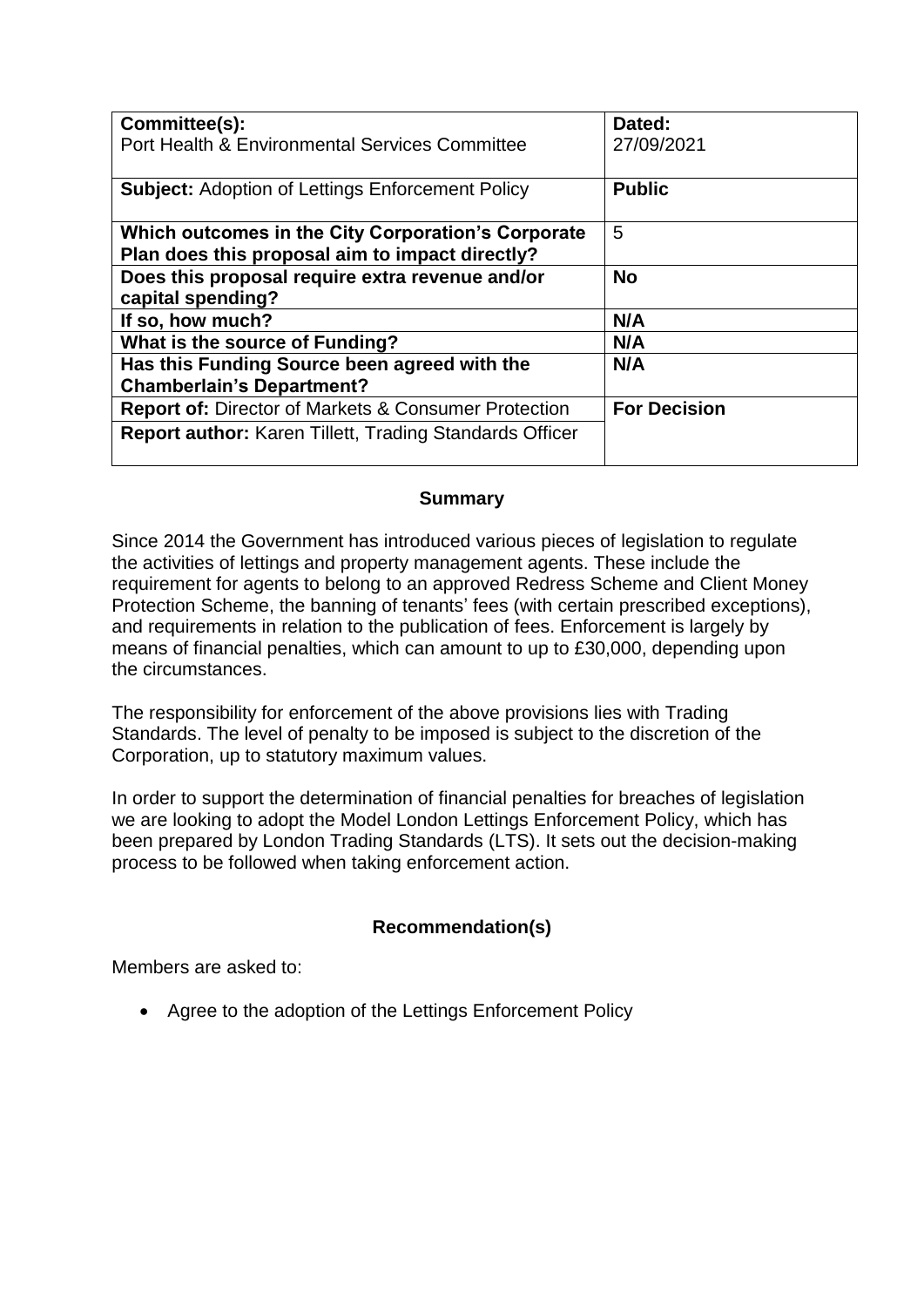| **Committee(s):** Port Health & Environmental Services Committee | **Dated:** 27/09/2021 |
|---|---|
| **Subject:** Adoption of Lettings Enforcement Policy | **Public** |
| **Which outcomes in the City Corporation's Corporate Plan does this proposal aim to impact directly?** | 5 |
| **Does this proposal require extra revenue and/or capital spending?** | **No** |
| **If so, how much?** | **N/A** |
| **What is the source of Funding?** | **N/A** |
| **Has this Funding Source been agreed with the Chamberlain's Department?** | **N/A** |
| **Report of:** Director of Markets & Consumer Protection | **For Decision** |
| **Report author:** Karen Tillett, Trading Standards Officer | |

## Summary

Since 2014 the Government has introduced various pieces of legislation to regulate the activities of lettings and property management agents. These include the requirement for agents to belong to an approved Redress Scheme and Client Money Protection Scheme, the banning of tenants' fees (with certain prescribed exceptions), and requirements in relation to the publication of fees. Enforcement is largely by means of financial penalties, which can amount to up to £30,000, depending upon the circumstances.

The responsibility for enforcement of the above provisions lies with Trading Standards. The level of penalty to be imposed is subject to the discretion of the Corporation, up to statutory maximum values.

In order to support the determination of financial penalties for breaches of legislation we are looking to adopt the Model London Lettings Enforcement Policy, which has been prepared by London Trading Standards (LTS). It sets out the decision-making process to be followed when taking enforcement action.

## Recommendation(s)

Members are asked to:

- Agree to the adoption of the Lettings Enforcement Policy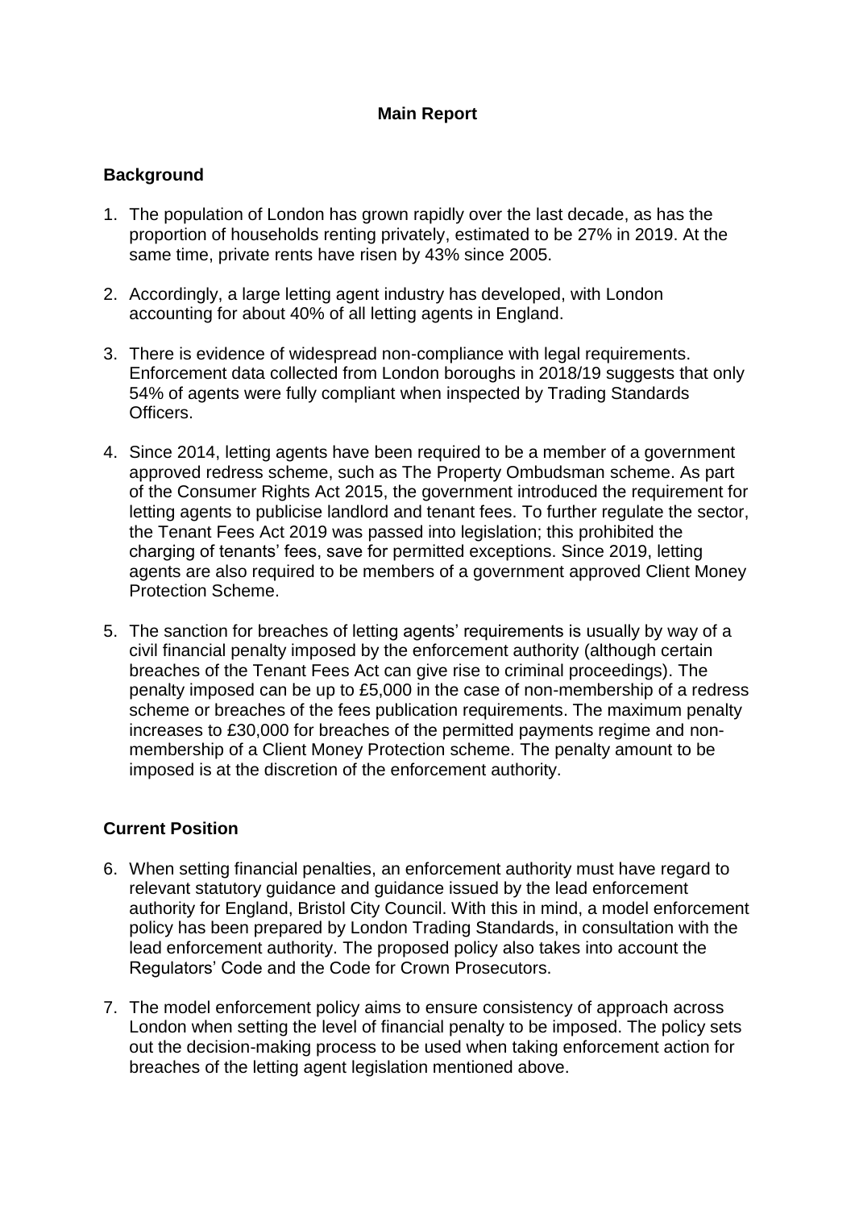## Main Report

### Background

1. The population of London has grown rapidly over the last decade, as has the proportion of households renting privately, estimated to be 27% in 2019. At the same time, private rents have risen by 43% since 2005.

2. Accordingly, a large letting agent industry has developed, with London accounting for about 40% of all letting agents in England.

3. There is evidence of widespread non-compliance with legal requirements. Enforcement data collected from London boroughs in 2018/19 suggests that only 54% of agents were fully compliant when inspected by Trading Standards Officers.

4. Since 2014, letting agents have been required to be a member of a government approved redress scheme, such as The Property Ombudsman scheme. As part of the Consumer Rights Act 2015, the government introduced the requirement for letting agents to publicise landlord and tenant fees. To further regulate the sector, the Tenant Fees Act 2019 was passed into legislation; this prohibited the charging of tenants' fees, save for permitted exceptions. Since 2019, letting agents are also required to be members of a government approved Client Money Protection Scheme.

5. The sanction for breaches of letting agents' requirements is usually by way of a civil financial penalty imposed by the enforcement authority (although certain breaches of the Tenant Fees Act can give rise to criminal proceedings). The penalty imposed can be up to £5,000 in the case of non-membership of a redress scheme or breaches of the fees publication requirements. The maximum penalty increases to £30,000 for breaches of the permitted payments regime and non-membership of a Client Money Protection scheme. The penalty amount to be imposed is at the discretion of the enforcement authority.

### Current Position

6. When setting financial penalties, an enforcement authority must have regard to relevant statutory guidance and guidance issued by the lead enforcement authority for England, Bristol City Council. With this in mind, a model enforcement policy has been prepared by London Trading Standards, in consultation with the lead enforcement authority. The proposed policy also takes into account the Regulators' Code and the Code for Crown Prosecutors.

7. The model enforcement policy aims to ensure consistency of approach across London when setting the level of financial penalty to be imposed. The policy sets out the decision-making process to be used when taking enforcement action for breaches of the letting agent legislation mentioned above.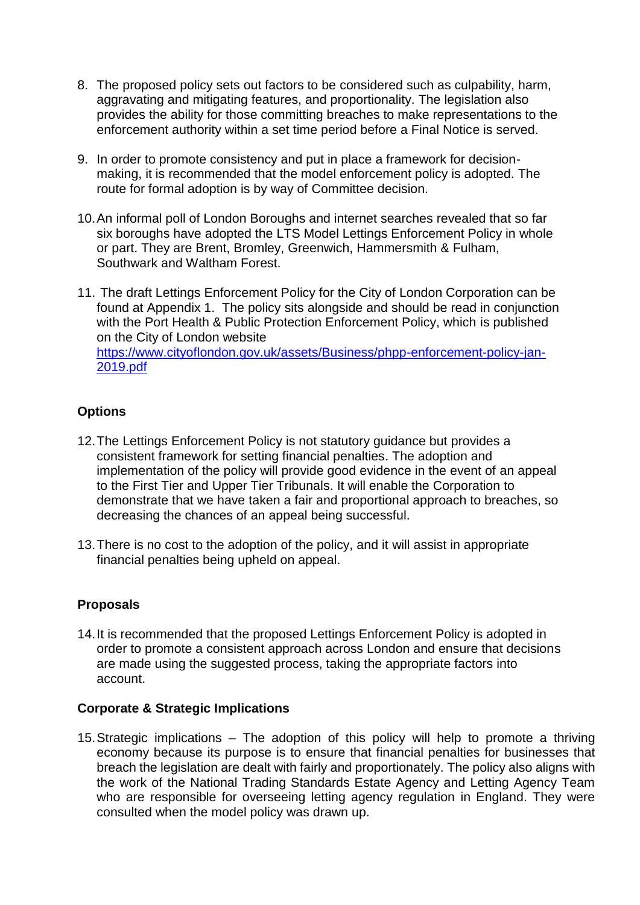8. The proposed policy sets out factors to be considered such as culpability, harm, aggravating and mitigating features, and proportionality. The legislation also provides the ability for those committing breaches to make representations to the enforcement authority within a set time period before a Final Notice is served.

9. In order to promote consistency and put in place a framework for decision-making, it is recommended that the model enforcement policy is adopted. The route for formal adoption is by way of Committee decision.

10. An informal poll of London Boroughs and internet searches revealed that so far six boroughs have adopted the LTS Model Lettings Enforcement Policy in whole or part. They are Brent, Bromley, Greenwich, Hammersmith & Fulham, Southwark and Waltham Forest.

11. The draft Lettings Enforcement Policy for the City of London Corporation can be found at Appendix 1. The policy sits alongside and should be read in conjunction with the Port Health & Public Protection Enforcement Policy, which is published on the City of London website [https://www.cityoflondon.gov.uk/assets/Business/phpp-enforcement-policy-jan-2019.pdf](https://www.cityoflondon.gov.uk/assets/Business/phpp-enforcement-policy-jan-2019.pdf)

**Options**

12. The Lettings Enforcement Policy is not statutory guidance but provides a consistent framework for setting financial penalties. The adoption and implementation of the policy will provide good evidence in the event of an appeal to the First Tier and Upper Tier Tribunals. It will enable the Corporation to demonstrate that we have taken a fair and proportional approach to breaches, so decreasing the chances of an appeal being successful.

13. There is no cost to the adoption of the policy, and it will assist in appropriate financial penalties being upheld on appeal.

**Proposals**

14. It is recommended that the proposed Lettings Enforcement Policy is adopted in order to promote a consistent approach across London and ensure that decisions are made using the suggested process, taking the appropriate factors into account.

**Corporate & Strategic Implications**

15. Strategic implications – The adoption of this policy will help to promote a thriving economy because its purpose is to ensure that financial penalties for businesses that breach the legislation are dealt with fairly and proportionately. The policy also aligns with the work of the National Trading Standards Estate Agency and Letting Agency Team who are responsible for overseeing letting agency regulation in England. They were consulted when the model policy was drawn up.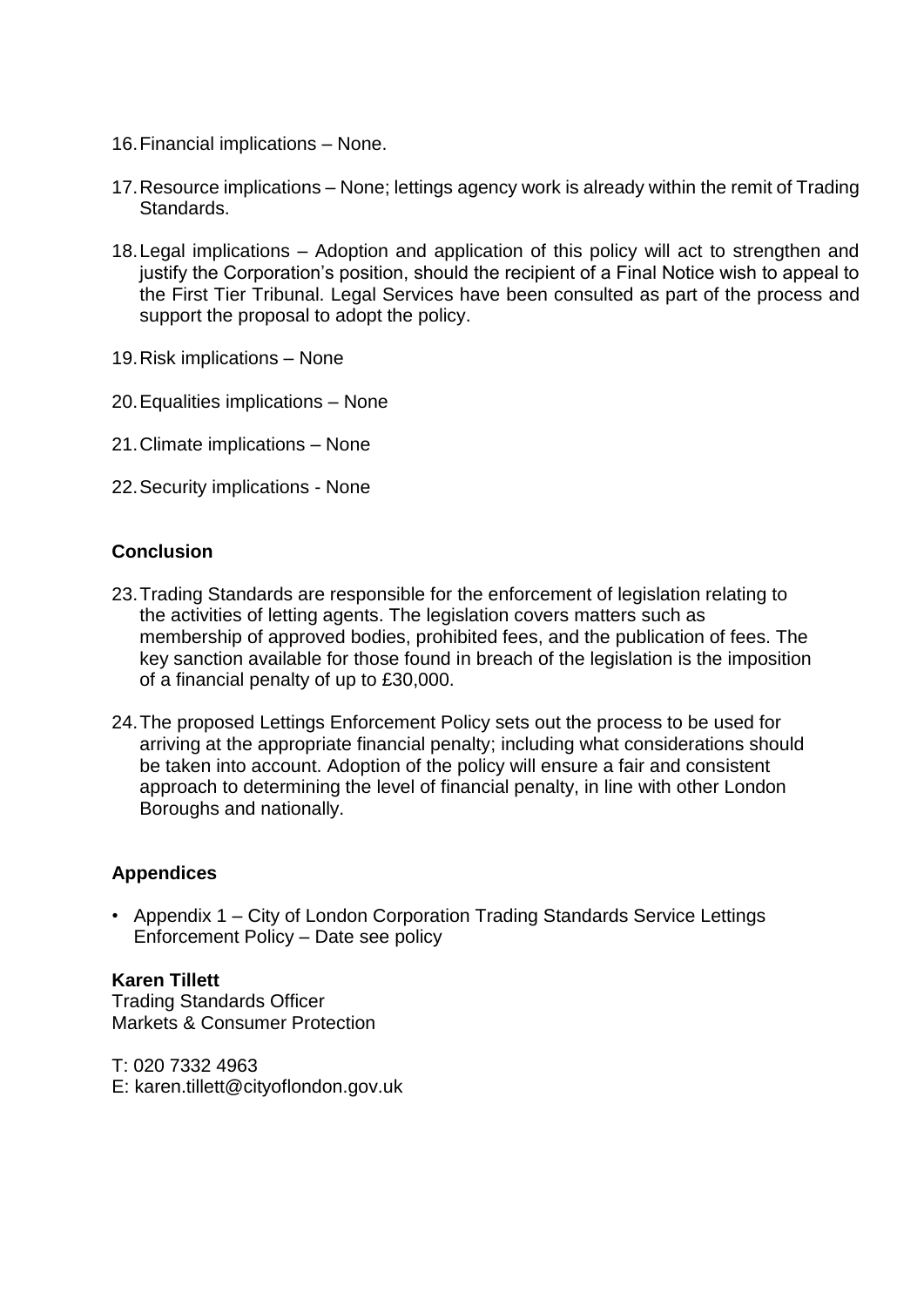16. Financial implications – None.

17. Resource implications – None; lettings agency work is already within the remit of Trading Standards.

18. Legal implications – Adoption and application of this policy will act to strengthen and justify the Corporation's position, should the recipient of a Final Notice wish to appeal to the First Tier Tribunal. Legal Services have been consulted as part of the process and support the proposal to adopt the policy.

19. Risk implications – None

20. Equalities implications – None

21. Climate implications – None

22. Security implications - None

**Conclusion**

23. Trading Standards are responsible for the enforcement of legislation relating to the activities of letting agents. The legislation covers matters such as membership of approved bodies, prohibited fees, and the publication of fees. The key sanction available for those found in breach of the legislation is the imposition of a financial penalty of up to £30,000.

24. The proposed Lettings Enforcement Policy sets out the process to be used for arriving at the appropriate financial penalty; including what considerations should be taken into account. Adoption of the policy will ensure a fair and consistent approach to determining the level of financial penalty, in line with other London Boroughs and nationally.

**Appendices**

- Appendix 1 – City of London Corporation Trading Standards Service Lettings Enforcement Policy – Date see policy

**Karen Tillett**
Trading Standards Officer
Markets & Consumer Protection

T: 020 7332 4963
E: karen.tillett@cityoflondon.gov.uk